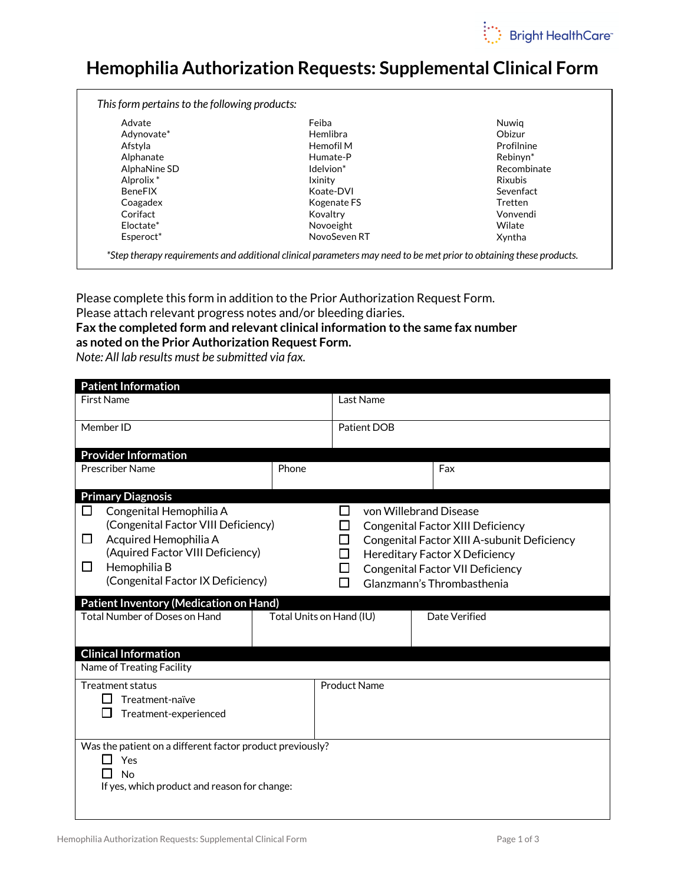Bright HealthCare

# Hemophilia Authorization Requests: Supplemental Clinical Form

*This form pertains to the following products:*

| | | |
|---|---|---|
| Advate | Feiba | Nuwiq |
| Adynovate* | Hemlibra | Obizur |
| Afstyla | Hemofil M | Profilnine |
| Alphanate | Humate-P | Rebinyn* |
| AlphaNine SD | Idelvion* | Recombinate |
| Alprolix * | Ixinity | Rixubis |
| BeneFIX | Koate-DVI | Sevenfact |
| Coagadex | Kogenate FS | Tretten |
| Corifact | Kovaltry | Vonvendi |
| Eloctate* | Novoeight | Wilate |
| Esperoct* | NovoSeven RT | Xyntha |

*\*Step therapy requirements and additional clinical parameters may need to be met prior to obtaining these products.*

Please complete this form in addition to the Prior Authorization Request Form.
Please attach relevant progress notes and/or bleeding diaries.
**Fax the completed form and relevant clinical information to the same fax number as noted on the Prior Authorization Request Form.**
*Note: All lab results must be submitted via fax.*

## Patient Information

| First Name | Last Name |
|---|---|
| Member ID | Patient DOB |

## Provider Information

| Prescriber Name | Phone | Fax |
|---|---|---|
| | | |

## Primary Diagnosis

- ☐ Congenital Hemophilia A (Congenital Factor VIII Deficiency)
- ☐ Acquired Hemophilia A (Aquired Factor VIII Deficiency)
- ☐ Hemophilia B (Congenital Factor IX Deficiency)
- ☐ von Willebrand Disease
- ☐ Congenital Factor XIII Deficiency
- ☐ Congenital Factor XIII A-subunit Deficiency
- ☐ Hereditary Factor X Deficiency
- ☐ Congenital Factor VII Deficiency
- ☐ Glanzmann's Thrombasthenia

## Patient Inventory (Medication on Hand)

| Total Number of Doses on Hand | Total Units on Hand (IU) | Date Verified |
|---|---|---|
| | | |

## Clinical Information

Name of Treating Facility

| Treatment status | Product Name |
|---|---|
| ☐ Treatment-naïve<br>☐ Treatment-experienced | |

Was the patient on a different factor product previously?

- ☐ Yes
- ☐ No

If yes, which product and reason for change: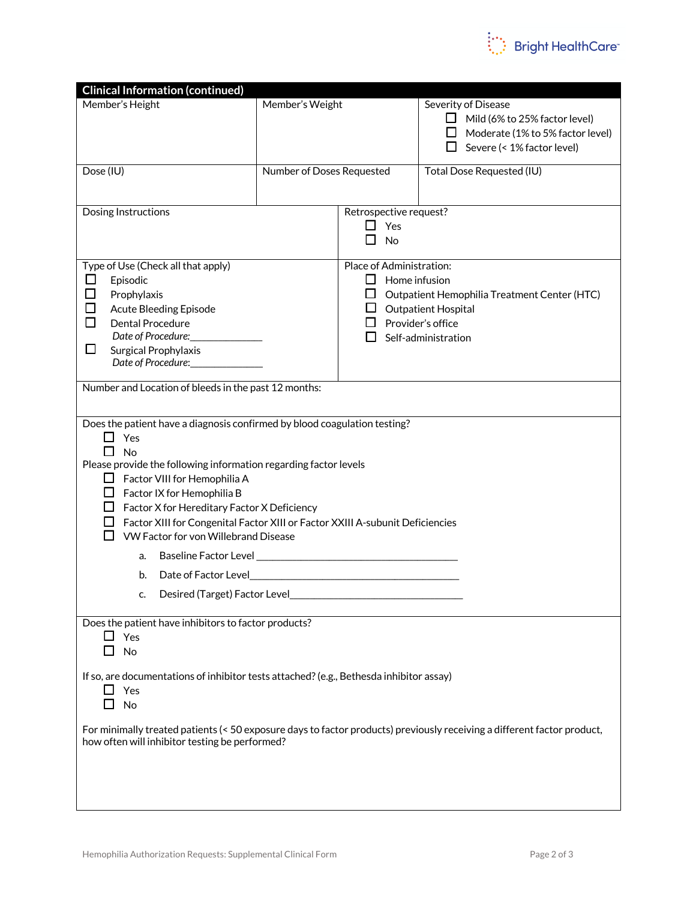## Clinical Information (continued)

| Member's Height | Member's Weight | Severity of Disease<br>☐ Mild (6% to 25% factor level)<br>☐ Moderate (1% to 5% factor level)<br>☐ Severe (< 1% factor level) |
|---|---|---|
| Dose (IU) | Number of Doses Requested | Total Dose Requested (IU) |

| Dosing Instructions | Retrospective request?<br>☐ Yes<br>☐ No |
|---|---|
| Type of Use (Check all that apply)<br>☐ Episodic<br>☐ Prophylaxis<br>☐ Acute Bleeding Episode<br>☐ Dental Procedure<br>*Date of Procedure:*______________<br>☐ Surgical Prophylaxis<br>*Date of Procedure:*______________ | Place of Administration:<br>☐ Home infusion<br>☐ Outpatient Hemophilia Treatment Center (HTC)<br>☐ Outpatient Hospital<br>☐ Provider's office<br>☐ Self-administration |

Number and Location of bleeds in the past 12 months:

Does the patient have a diagnosis confirmed by blood coagulation testing?

- ☐ Yes
- ☐ No

Please provide the following information regarding factor levels

- ☐ Factor VIII for Hemophilia A
- ☐ Factor IX for Hemophilia B
- ☐ Factor X for Hereditary Factor X Deficiency
- ☐ Factor XIII for Congenital Factor XIII or Factor XXIII A-subunit Deficiencies
- ☐ VW Factor for von Willebrand Disease

  a. Baseline Factor Level ________________________________________

  b. Date of Factor Level________________________________________

  c. Desired (Target) Factor Level__________________________________

Does the patient have inhibitors to factor products?

- ☐ Yes
- ☐ No

If so, are documentations of inhibitor tests attached? (e.g., Bethesda inhibitor assay)

- ☐ Yes
- ☐ No

For minimally treated patients (< 50 exposure days to factor products) previously receiving a different factor product, how often will inhibitor testing be performed?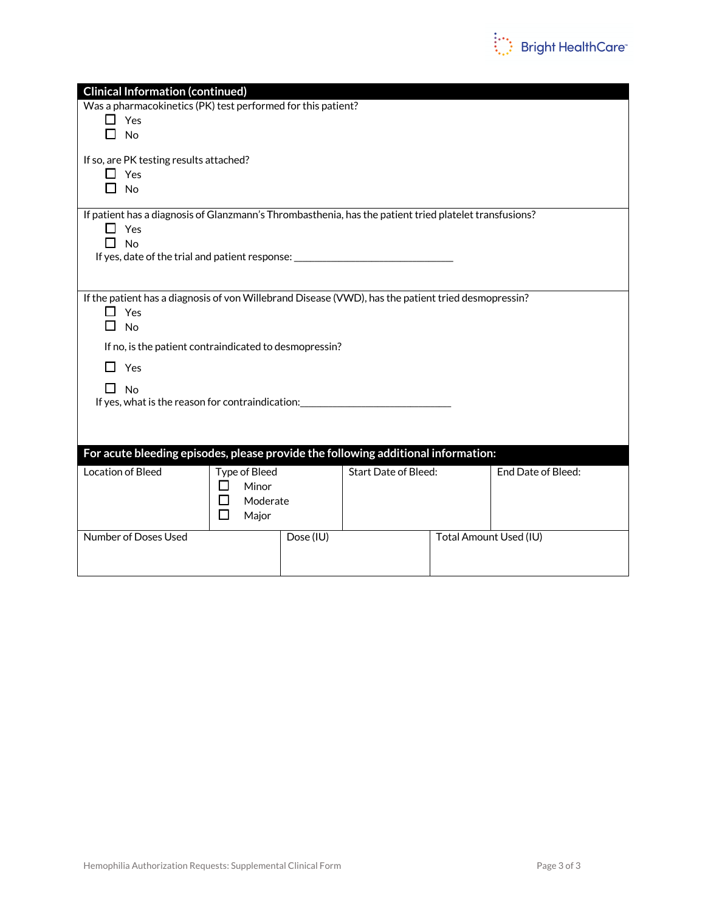## Clinical Information (continued)

Was a pharmacokinetics (PK) test performed for this patient?

- ☐ Yes
- ☐ No

If so, are PK testing results attached?

- ☐ Yes
- ☐ No

If patient has a diagnosis of Glanzmann's Thrombasthenia, has the patient tried platelet transfusions?

- ☐ Yes
- ☐ No

If yes, date of the trial and patient response: ______________________________

If the patient has a diagnosis of von Willebrand Disease (VWD), has the patient tried desmopressin?

- ☐ Yes
- ☐ No

If no, is the patient contraindicated to desmopressin?

- ☐ Yes
- ☐ No

If yes, what is the reason for contraindication:____________________________

## For acute bleeding episodes, please provide the following additional information:

| Location of Bleed | Type of Bleed | Start Date of Bleed: | End Date of Bleed: |
|---|---|---|---|
| | ☐ Minor<br>☐ Moderate<br>☐ Major | | |

| Number of Doses Used | Dose (IU) | Total Amount Used (IU) |
|---|---|---|
| | | |